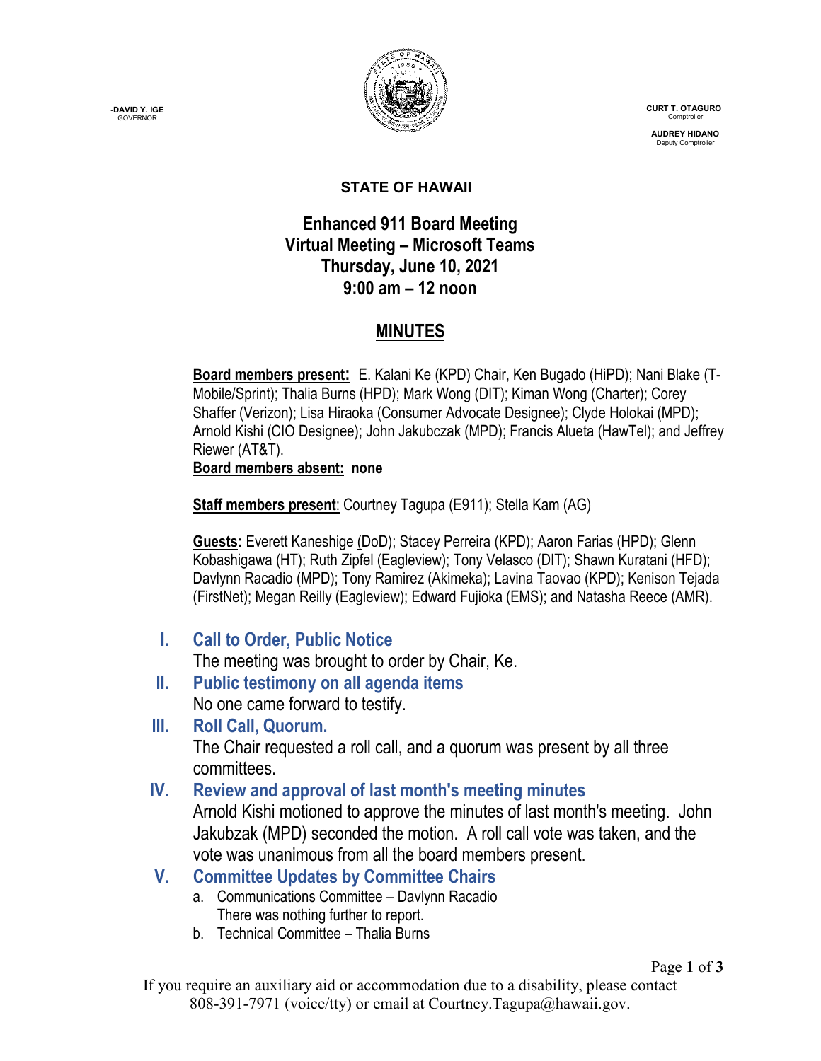-DAVID Y. IGE
GOVERNOR

CURT T. OTAGURO
Comptroller

AUDREY HIDANO
Deputy Comptroller

**STATE OF HAWAII**

# Enhanced 911 Board Meeting
# Virtual Meeting – Microsoft Teams
# Thursday, June 10, 2021
# 9:00 am – 12 noon

## MINUTES

**Board members present:** E. Kalani Ke (KPD) Chair, Ken Bugado (HiPD); Nani Blake (T-Mobile/Sprint); Thalia Burns (HPD); Mark Wong (DIT); Kiman Wong (Charter); Corey Shaffer (Verizon); Lisa Hiraoka (Consumer Advocate Designee); Clyde Holokai (MPD); Arnold Kishi (CIO Designee); John Jakubczak (MPD); Francis Alueta (HawTel); and Jeffrey Riewer (AT&T).
**Board members absent: none**

**Staff members present**: Courtney Tagupa (E911); Stella Kam (AG)

**Guests:** Everett Kaneshige (DoD); Stacey Perreira (KPD); Aaron Farias (HPD); Glenn Kobashigawa (HT); Ruth Zipfel (Eagleview); Tony Velasco (DIT); Shawn Kuratani (HFD); Davlynn Racadio (MPD); Tony Ramirez (Akimeka); Lavina Taovao (KPD); Kenison Tejada (FirstNet); Megan Reilly (Eagleview); Edward Fujioka (EMS); and Natasha Reece (AMR).

## I. Call to Order, Public Notice

The meeting was brought to order by Chair, Ke.

## II. Public testimony on all agenda items

No one came forward to testify.

## III. Roll Call, Quorum.

The Chair requested a roll call, and a quorum was present by all three committees.

## IV. Review and approval of last month's meeting minutes

Arnold Kishi motioned to approve the minutes of last month's meeting. John Jakubzak (MPD) seconded the motion. A roll call vote was taken, and the vote was unanimous from all the board members present.

## V. Committee Updates by Committee Chairs

a. Communications Committee – Davlynn Racadio
   There was nothing further to report.
b. Technical Committee – Thalia Burns

If you require an auxiliary aid or accommodation due to a disability, please contact 808-391-7971 (voice/tty) or email at Courtney.Tagupa@hawaii.gov.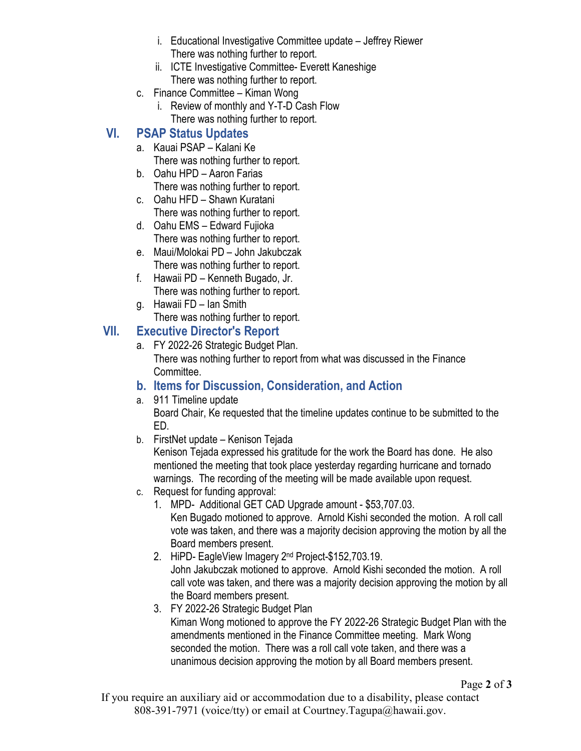i. Educational Investigative Committee update – Jeffrey Riewer
   There was nothing further to report.
ii. ICTE Investigative Committee- Everett Kaneshige
   There was nothing further to report.

c. Finance Committee – Kiman Wong
   i. Review of monthly and Y-T-D Cash Flow
      There was nothing further to report.

## VI. PSAP Status Updates

a. Kauai PSAP – Kalani Ke
   There was nothing further to report.
b. Oahu HPD – Aaron Farias
   There was nothing further to report.
c. Oahu HFD – Shawn Kuratani
   There was nothing further to report.
d. Oahu EMS – Edward Fujioka
   There was nothing further to report.
e. Maui/Molokai PD – John Jakubczak
   There was nothing further to report.
f. Hawaii PD – Kenneth Bugado, Jr.
   There was nothing further to report.
g. Hawaii FD – Ian Smith
   There was nothing further to report.

## VII. Executive Director's Report

a. FY 2022-26 Strategic Budget Plan.
   There was nothing further to report from what was discussed in the Finance Committee.

### b. Items for Discussion, Consideration, and Action

a. 911 Timeline update
   Board Chair, Ke requested that the timeline updates continue to be submitted to the ED.
b. FirstNet update – Kenison Tejada
   Kenison Tejada expressed his gratitude for the work the Board has done. He also mentioned the meeting that took place yesterday regarding hurricane and tornado warnings. The recording of the meeting will be made available upon request.
c. Request for funding approval:
   1. MPD- Additional GET CAD Upgrade amount - $53,707.03.
      Ken Bugado motioned to approve. Arnold Kishi seconded the motion. A roll call vote was taken, and there was a majority decision approving the motion by all the Board members present.
   2. HiPD- EagleView Imagery 2nd Project-$152,703.19.
      John Jakubczak motioned to approve. Arnold Kishi seconded the motion. A roll call vote was taken, and there was a majority decision approving the motion by all the Board members present.
   3. FY 2022-26 Strategic Budget Plan
      Kiman Wong motioned to approve the FY 2022-26 Strategic Budget Plan with the amendments mentioned in the Finance Committee meeting. Mark Wong seconded the motion. There was a roll call vote taken, and there was a unanimous decision approving the motion by all Board members present.

If you require an auxiliary aid or accommodation due to a disability, please contact 808-391-7971 (voice/tty) or email at Courtney.Tagupa@hawaii.gov.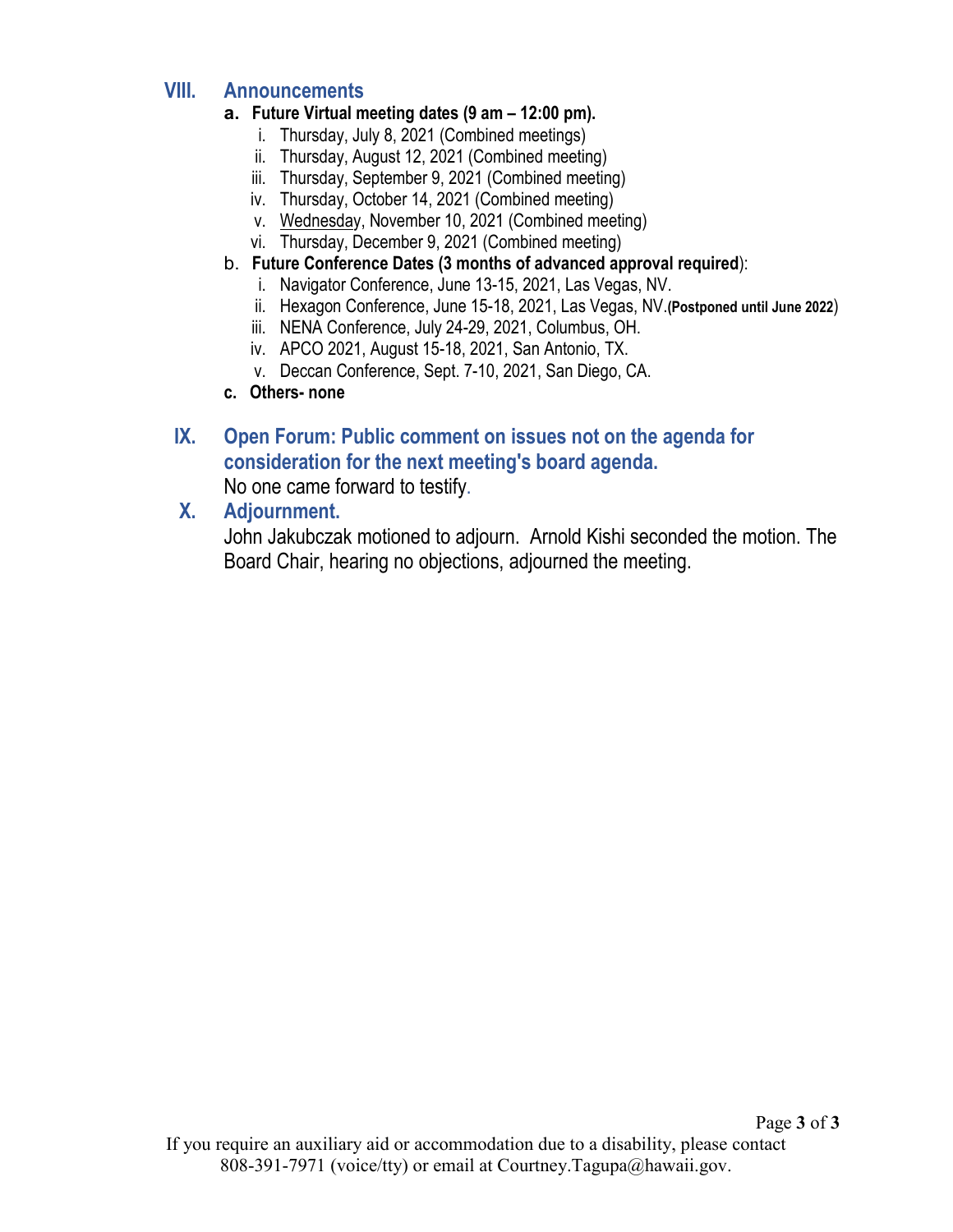## VIII. Announcements

a. **Future Virtual meeting dates (9 am – 12:00 pm).**
   i. Thursday, July 8, 2021 (Combined meetings)
   ii. Thursday, August 12, 2021 (Combined meeting)
   iii. Thursday, September 9, 2021 (Combined meeting)
   iv. Thursday, October 14, 2021 (Combined meeting)
   v. Wednesday, November 10, 2021 (Combined meeting)
   vi. Thursday, December 9, 2021 (Combined meeting)

b. **Future Conference Dates (3 months of advanced approval required**):
   i. Navigator Conference, June 13-15, 2021, Las Vegas, NV.
   ii. Hexagon Conference, June 15-18, 2021, Las Vegas, NV.**(Postponed until June 2022**)
   iii. NENA Conference, July 24-29, 2021, Columbus, OH.
   iv. APCO 2021, August 15-18, 2021, San Antonio, TX.
   v. Deccan Conference, Sept. 7-10, 2021, San Diego, CA.

c. **Others- none**

## IX. Open Forum: Public comment on issues not on the agenda for consideration for the next meeting's board agenda.

No one came forward to testify.

## X. Adjournment.

John Jakubczak motioned to adjourn. Arnold Kishi seconded the motion. The Board Chair, hearing no objections, adjourned the meeting.

If you require an auxiliary aid or accommodation due to a disability, please contact 808-391-7971 (voice/tty) or email at Courtney.Tagupa@hawaii.gov.